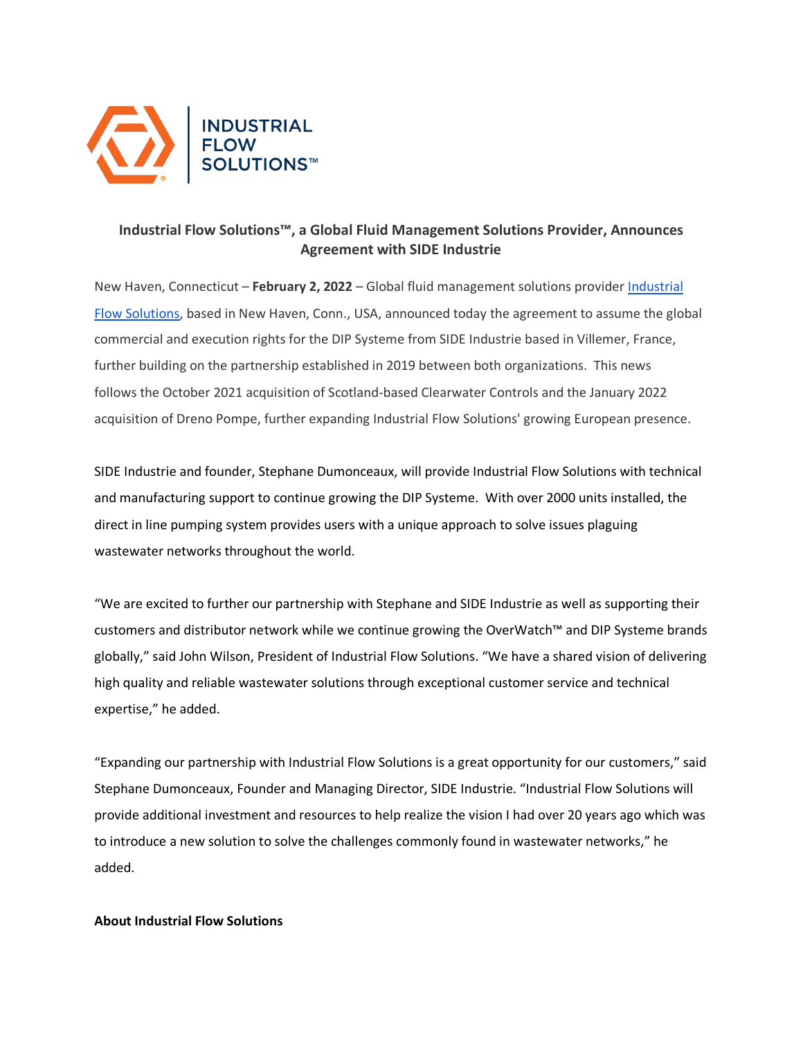INDUSTRIAL FLOW SOLUTIONS™

# Industrial Flow Solutions™, a Global Fluid Management Solutions Provider, Announces Agreement with SIDE Industrie

New Haven, Connecticut – **February 2, 2022** – Global fluid management solutions provider Industrial Flow Solutions, based in New Haven, Conn., USA, announced today the agreement to assume the global commercial and execution rights for the DIP Systeme from SIDE Industrie based in Villemer, France, further building on the partnership established in 2019 between both organizations. This news follows the October 2021 acquisition of Scotland-based Clearwater Controls and the January 2022 acquisition of Dreno Pompe, further expanding Industrial Flow Solutions' growing European presence.

SIDE Industrie and founder, Stephane Dumonceaux, will provide Industrial Flow Solutions with technical and manufacturing support to continue growing the DIP Systeme. With over 2000 units installed, the direct in line pumping system provides users with a unique approach to solve issues plaguing wastewater networks throughout the world.

“We are excited to further our partnership with Stephane and SIDE Industrie as well as supporting their customers and distributor network while we continue growing the OverWatch™ and DIP Systeme brands globally,” said John Wilson, President of Industrial Flow Solutions. “We have a shared vision of delivering high quality and reliable wastewater solutions through exceptional customer service and technical expertise,” he added.

“Expanding our partnership with Industrial Flow Solutions is a great opportunity for our customers,” said Stephane Dumonceaux, Founder and Managing Director, SIDE Industrie. “Industrial Flow Solutions will provide additional investment and resources to help realize the vision I had over 20 years ago which was to introduce a new solution to solve the challenges commonly found in wastewater networks,” he added.

**About Industrial Flow Solutions**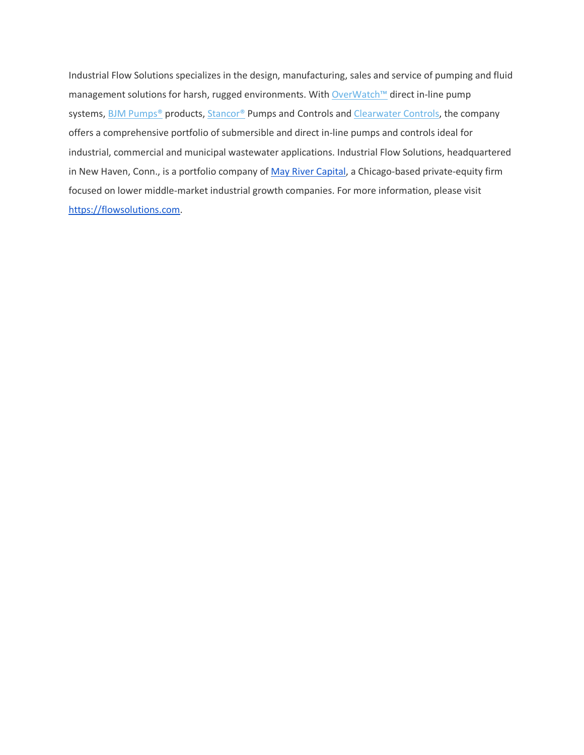Industrial Flow Solutions specializes in the design, manufacturing, sales and service of pumping and fluid management solutions for harsh, rugged environments. With OverWatch™ direct in-line pump systems, BJM Pumps® products, Stancor® Pumps and Controls and Clearwater Controls, the company offers a comprehensive portfolio of submersible and direct in-line pumps and controls ideal for industrial, commercial and municipal wastewater applications. Industrial Flow Solutions, headquartered in New Haven, Conn., is a portfolio company of May River Capital, a Chicago-based private-equity firm focused on lower middle-market industrial growth companies. For more information, please visit https://flowsolutions.com.